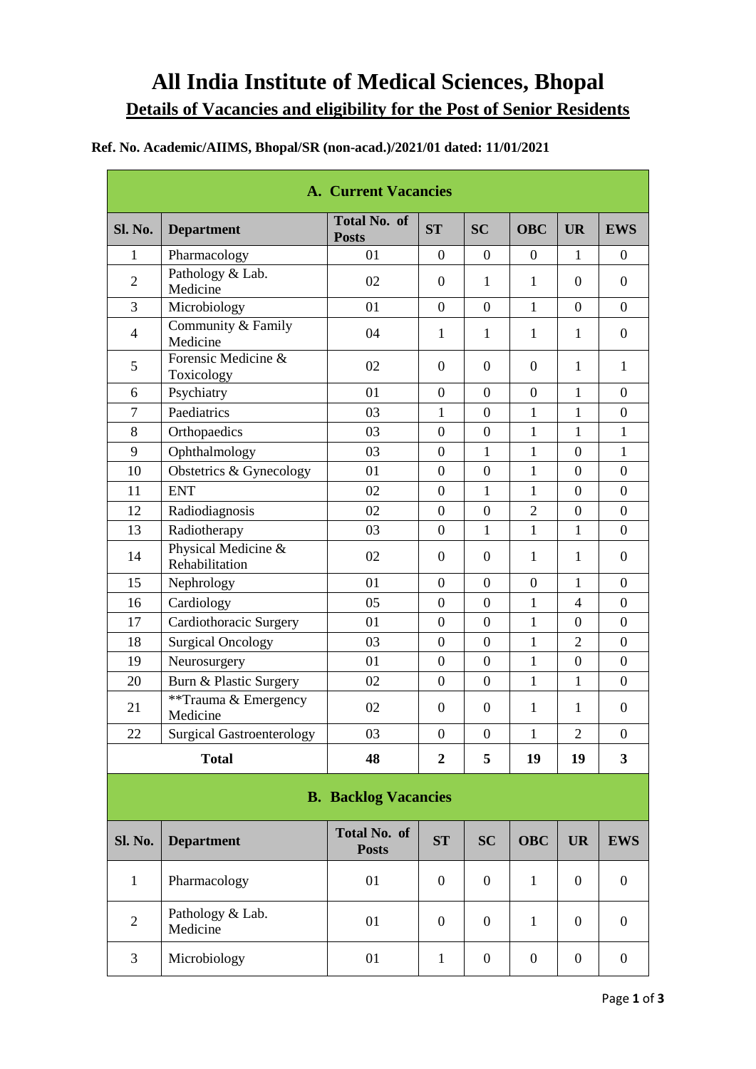# All India Institute of Medical Sciences, Bhopal

## Details of Vacancies and eligibility for the Post of Senior Residents

**Ref. No. Academic/AIIMS, Bhopal/SR (non-acad.)/2021/01 dated: 11/01/2021**

**A. Current Vacancies**

| Sl. No. | Department | Total No. of Posts | ST | SC | OBC | UR | EWS |
|---|---|---|---|---|---|---|---|
| 1 | Pharmacology | 01 | 0 | 0 | 0 | 1 | 0 |
| 2 | Pathology & Lab. Medicine | 02 | 0 | 1 | 1 | 0 | 0 |
| 3 | Microbiology | 01 | 0 | 0 | 1 | 0 | 0 |
| 4 | Community & Family Medicine | 04 | 1 | 1 | 1 | 1 | 0 |
| 5 | Forensic Medicine & Toxicology | 02 | 0 | 0 | 0 | 1 | 1 |
| 6 | Psychiatry | 01 | 0 | 0 | 0 | 1 | 0 |
| 7 | Paediatrics | 03 | 1 | 0 | 1 | 1 | 0 |
| 8 | Orthopaedics | 03 | 0 | 0 | 1 | 1 | 1 |
| 9 | Ophthalmology | 03 | 0 | 1 | 1 | 0 | 1 |
| 10 | Obstetrics & Gynecology | 01 | 0 | 0 | 1 | 0 | 0 |
| 11 | ENT | 02 | 0 | 1 | 1 | 0 | 0 |
| 12 | Radiodiagnosis | 02 | 0 | 0 | 2 | 0 | 0 |
| 13 | Radiotherapy | 03 | 0 | 1 | 1 | 1 | 0 |
| 14 | Physical Medicine & Rehabilitation | 02 | 0 | 0 | 1 | 1 | 0 |
| 15 | Nephrology | 01 | 0 | 0 | 0 | 1 | 0 |
| 16 | Cardiology | 05 | 0 | 0 | 1 | 4 | 0 |
| 17 | Cardiothoracic Surgery | 01 | 0 | 0 | 1 | 0 | 0 |
| 18 | Surgical Oncology | 03 | 0 | 0 | 1 | 2 | 0 |
| 19 | Neurosurgery | 01 | 0 | 0 | 1 | 0 | 0 |
| 20 | Burn & Plastic Surgery | 02 | 0 | 0 | 1 | 1 | 0 |
| 21 | **Trauma & Emergency Medicine | 02 | 0 | 0 | 1 | 1 | 0 |
| 22 | Surgical Gastroenterology | 03 | 0 | 0 | 1 | 2 | 0 |
| **Total** | | **48** | **2** | **5** | **19** | **19** | **3** |

**B. Backlog Vacancies**

| Sl. No. | Department | Total No. of Posts | ST | SC | OBC | UR | EWS |
|---|---|---|---|---|---|---|---|
| 1 | Pharmacology | 01 | 0 | 0 | 1 | 0 | 0 |
| 2 | Pathology & Lab. Medicine | 01 | 0 | 0 | 1 | 0 | 0 |
| 3 | Microbiology | 01 | 1 | 0 | 0 | 0 | 0 |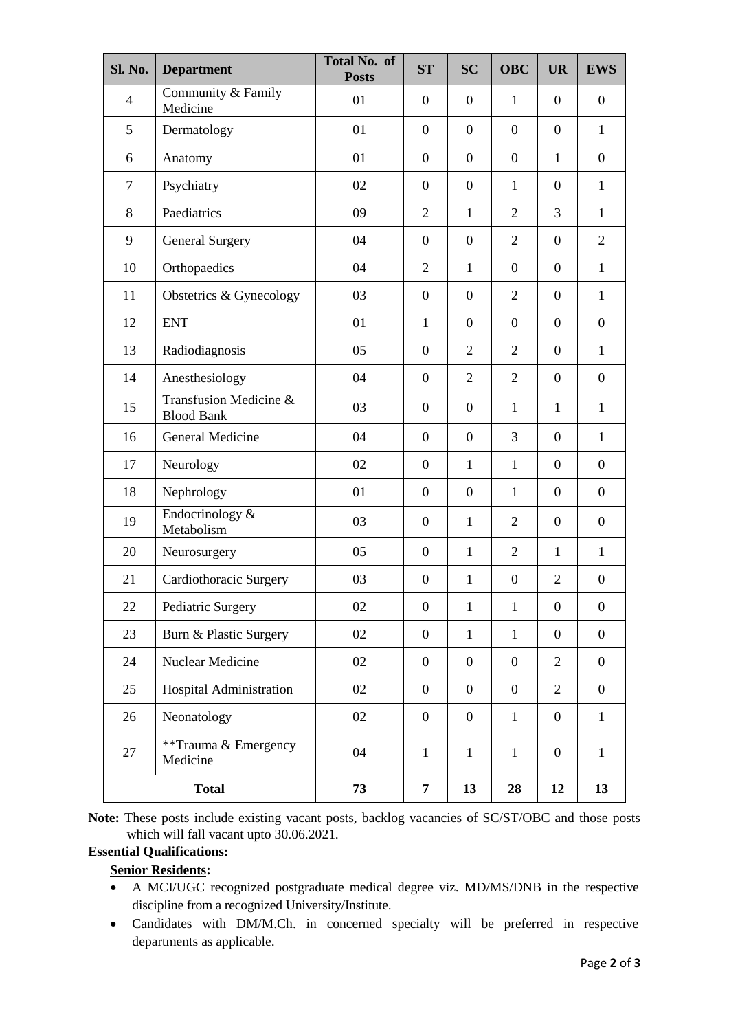| Sl. No. | Department | Total No. of Posts | ST | SC | OBC | UR | EWS |
|---|---|---|---|---|---|---|---|
| 4 | Community & Family Medicine | 01 | 0 | 0 | 1 | 0 | 0 |
| 5 | Dermatology | 01 | 0 | 0 | 0 | 0 | 1 |
| 6 | Anatomy | 01 | 0 | 0 | 0 | 1 | 0 |
| 7 | Psychiatry | 02 | 0 | 0 | 1 | 0 | 1 |
| 8 | Paediatrics | 09 | 2 | 1 | 2 | 3 | 1 |
| 9 | General Surgery | 04 | 0 | 0 | 2 | 0 | 2 |
| 10 | Orthopaedics | 04 | 2 | 1 | 0 | 0 | 1 |
| 11 | Obstetrics & Gynecology | 03 | 0 | 0 | 2 | 0 | 1 |
| 12 | ENT | 01 | 1 | 0 | 0 | 0 | 0 |
| 13 | Radiodiagnosis | 05 | 0 | 2 | 2 | 0 | 1 |
| 14 | Anesthesiology | 04 | 0 | 2 | 2 | 0 | 0 |
| 15 | Transfusion Medicine & Blood Bank | 03 | 0 | 0 | 1 | 1 | 1 |
| 16 | General Medicine | 04 | 0 | 0 | 3 | 0 | 1 |
| 17 | Neurology | 02 | 0 | 1 | 1 | 0 | 0 |
| 18 | Nephrology | 01 | 0 | 0 | 1 | 0 | 0 |
| 19 | Endocrinology & Metabolism | 03 | 0 | 1 | 2 | 0 | 0 |
| 20 | Neurosurgery | 05 | 0 | 1 | 2 | 1 | 1 |
| 21 | Cardiothoracic Surgery | 03 | 0 | 1 | 0 | 2 | 0 |
| 22 | Pediatric Surgery | 02 | 0 | 1 | 1 | 0 | 0 |
| 23 | Burn & Plastic Surgery | 02 | 0 | 1 | 1 | 0 | 0 |
| 24 | Nuclear Medicine | 02 | 0 | 0 | 0 | 2 | 0 |
| 25 | Hospital Administration | 02 | 0 | 0 | 0 | 2 | 0 |
| 26 | Neonatology | 02 | 0 | 0 | 1 | 0 | 1 |
| 27 | **Trauma & Emergency Medicine | 04 | 1 | 1 | 1 | 0 | 1 |
| **Total** | | **73** | **7** | **13** | **28** | **12** | **13** |

**Note:** These posts include existing vacant posts, backlog vacancies of SC/ST/OBC and those posts which will fall vacant upto 30.06.2021.

**Essential Qualifications:**

**Senior Residents:**

- A MCI/UGC recognized postgraduate medical degree viz. MD/MS/DNB in the respective discipline from a recognized University/Institute.
- Candidates with DM/M.Ch. in concerned specialty will be preferred in respective departments as applicable.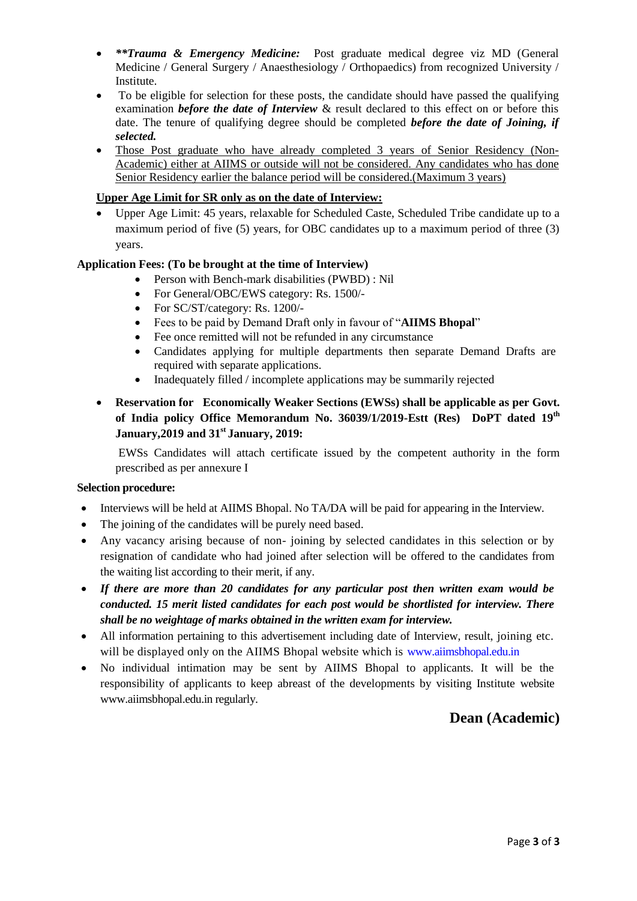- ***\*\*Trauma & Emergency Medicine:*** Post graduate medical degree viz MD (General Medicine / General Surgery / Anaesthesiology / Orthopaedics) from recognized University / Institute.
- To be eligible for selection for these posts, the candidate should have passed the qualifying examination ***before the date of Interview*** & result declared to this effect on or before this date. The tenure of qualifying degree should be completed ***before the date of Joining, if selected.***
- <u>Those Post graduate who have already completed 3 years of Senior Residency (Non-Academic) either at AIIMS or outside will not be considered. Any candidates who has done Senior Residency earlier the balance period will be considered.(Maximum 3 years)</u>

**<u>Upper Age Limit for SR only as on the date of Interview:</u>**

- Upper Age Limit: 45 years, relaxable for Scheduled Caste, Scheduled Tribe candidate up to a maximum period of five (5) years, for OBC candidates up to a maximum period of three (3) years.

**Application Fees: (To be brought at the time of Interview)**

- Person with Bench-mark disabilities (PWBD) : Nil
- For General/OBC/EWS category: Rs. 1500/-
- For SC/ST/category: Rs. 1200/-
- Fees to be paid by Demand Draft only in favour of "**AIIMS Bhopal**"
- Fee once remitted will not be refunded in any circumstance
- Candidates applying for multiple departments then separate Demand Drafts are required with separate applications.
- Inadequately filled / incomplete applications may be summarily rejected

- **Reservation for Economically Weaker Sections (EWSs) shall be applicable as per Govt. of India policy Office Memorandum No. 36039/1/2019-Estt (Res) DoPT dated 19th January,2019 and 31st January, 2019:**

  EWSs Candidates will attach certificate issued by the competent authority in the form prescribed as per annexure I

**Selection procedure:**

- Interviews will be held at AIIMS Bhopal. No TA/DA will be paid for appearing in the Interview.
- The joining of the candidates will be purely need based.
- Any vacancy arising because of non- joining by selected candidates in this selection or by resignation of candidate who had joined after selection will be offered to the candidates from the waiting list according to their merit, if any.
- ***If there are more than 20 candidates for any particular post then written exam would be conducted. 15 merit listed candidates for each post would be shortlisted for interview. There shall be no weightage of marks obtained in the written exam for interview.***
- All information pertaining to this advertisement including date of Interview, result, joining etc. will be displayed only on the AIIMS Bhopal website which is www.aiimsbhopal.edu.in
- No individual intimation may be sent by AIIMS Bhopal to applicants. It will be the responsibility of applicants to keep abreast of the developments by visiting Institute website www.aiimsbhopal.edu.in regularly.

**Dean (Academic)**